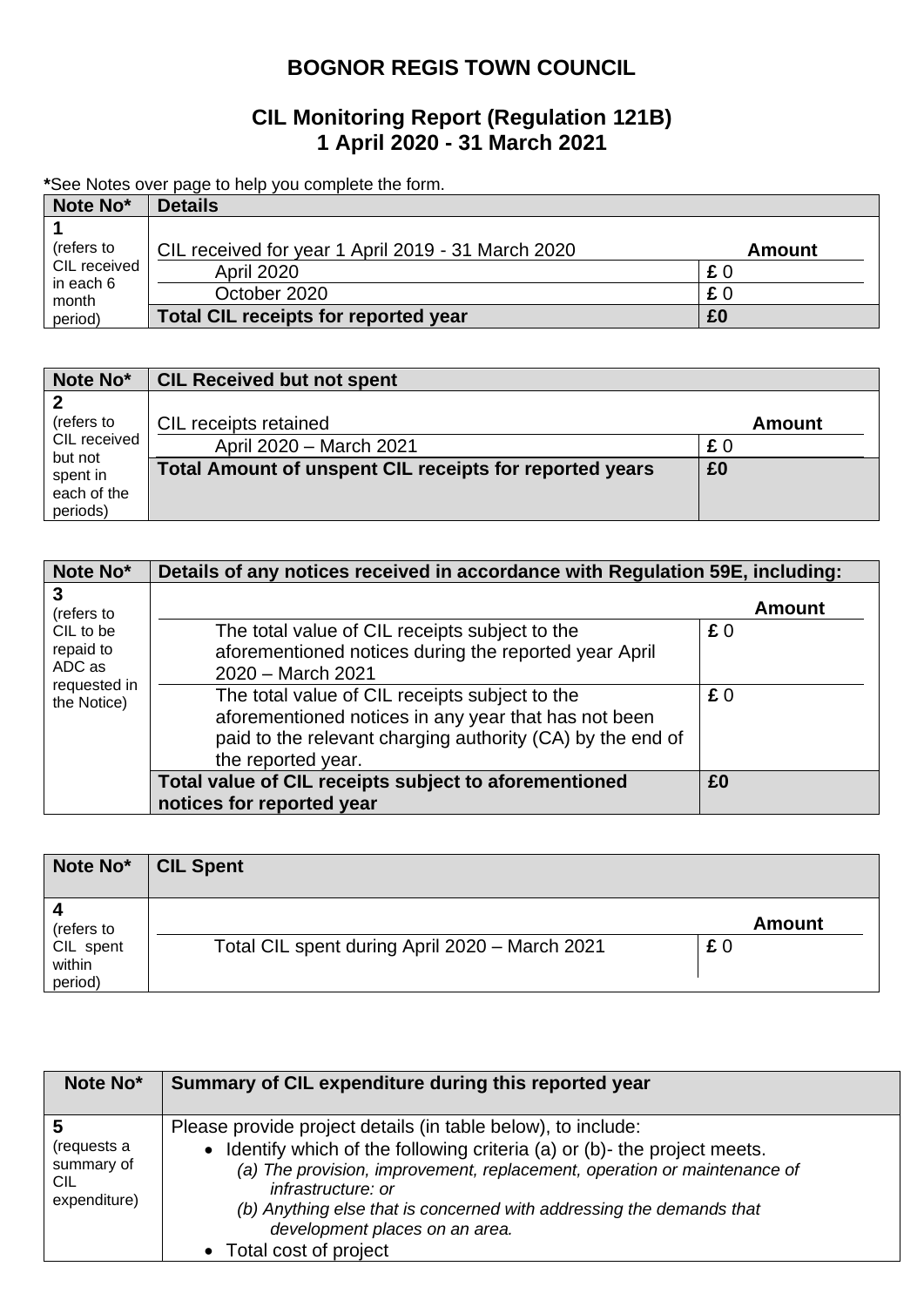# BOGNOR REGIS TOWN COUNCIL

## CIL Monitoring Report (Regulation 121B)
## 1 April 2020 - 31 March 2021

**\***See Notes over page to help you complete the form.

| Note No* | Details | |
|---|---|---|
| **1** (refers to CIL received in each 6 month period) | CIL received for year 1 April 2019 - 31 March 2020 | **Amount** |
| | April 2020 | **£** 0 |
| | October 2020 | **£** 0 |
| | **Total CIL receipts for reported year** | **£0** |

| Note No* | CIL Received but not spent | |
|---|---|---|
| **2** (refers to CIL received but not spent in each of the periods) | CIL receipts retained | **Amount** |
| | April 2020 – March 2021 | **£** 0 |
| | **Total Amount of unspent CIL receipts for reported years** | **£0** |

| Note No* | Details of any notices received in accordance with Regulation 59E, including: | |
|---|---|---|
| **3** (refers to CIL to be repaid to ADC as requested in the Notice) | | **Amount** |
| | The total value of CIL receipts subject to the aforementioned notices during the reported year April 2020 – March 2021 | **£** 0 |
| | The total value of CIL receipts subject to the aforementioned notices in any year that has not been paid to the relevant charging authority (CA) by the end of the reported year. | **£** 0 |
| | **Total value of CIL receipts subject to aforementioned notices for reported year** | **£0** |

| Note No* | CIL Spent | |
|---|---|---|
| **4** (refers to CIL spent within period) | | **Amount** |
| | Total CIL spent during April 2020 – March 2021 | **£** 0 |

| Note No* | Summary of CIL expenditure during this reported year |
|---|---|
| **5** (requests a summary of CIL expenditure) | Please provide project details (in table below), to include:<br>• Identify which of the following criteria (a) or (b)- the project meets.<br>*(a) The provision, improvement, replacement, operation or maintenance of infrastructure: or*<br>*(b) Anything else that is concerned with addressing the demands that development places on an area.*<br>• Total cost of project |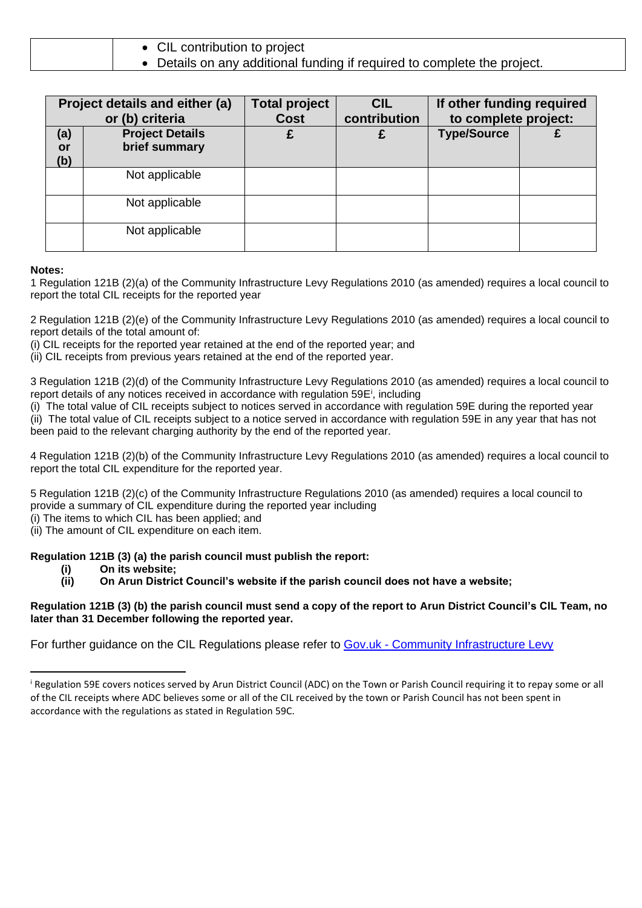| | |
|---|---|
| | • CIL contribution to project<br>• Details on any additional funding if required to complete the project. |

| Project details and either (a) or (b) criteria | | Total project Cost | CIL contribution | If other funding required to complete project: | |
|---|---|---|---|---|---|
| (a) or (b) | Project Details brief summary | £ | £ | Type/Source | £ |
| | Not applicable | | | | |
| | Not applicable | | | | |
| | Not applicable | | | | |

**Notes:**

1 Regulation 121B (2)(a) of the Community Infrastructure Levy Regulations 2010 (as amended) requires a local council to report the total CIL receipts for the reported year

2 Regulation 121B (2)(e) of the Community Infrastructure Levy Regulations 2010 (as amended) requires a local council to report details of the total amount of:
(i) CIL receipts for the reported year retained at the end of the reported year; and
(ii) CIL receipts from previous years retained at the end of the reported year.

3 Regulation 121B (2)(d) of the Community Infrastructure Levy Regulations 2010 (as amended) requires a local council to report details of any notices received in accordance with regulation 59E[i], including
(i) The total value of CIL receipts subject to notices served in accordance with regulation 59E during the reported year
(ii) The total value of CIL receipts subject to a notice served in accordance with regulation 59E in any year that has not been paid to the relevant charging authority by the end of the reported year.

4 Regulation 121B (2)(b) of the Community Infrastructure Levy Regulations 2010 (as amended) requires a local council to report the total CIL expenditure for the reported year.

5 Regulation 121B (2)(c) of the Community Infrastructure Regulations 2010 (as amended) requires a local council to provide a summary of CIL expenditure during the reported year including
(i) The items to which CIL has been applied; and
(ii) The amount of CIL expenditure on each item.

**Regulation 121B (3) (a) the parish council must publish the report:**

**(i) On its website;**
**(ii) On Arun District Council's website if the parish council does not have a website;**

**Regulation 121B (3) (b) the parish council must send a copy of the report to Arun District Council's CIL Team, no later than 31 December following the reported year.**

For further guidance on the CIL Regulations please refer to [Gov.uk - Community Infrastructure Levy]

---

[i] Regulation 59E covers notices served by Arun District Council (ADC) on the Town or Parish Council requiring it to repay some or all of the CIL receipts where ADC believes some or all of the CIL received by the town or Parish Council has not been spent in accordance with the regulations as stated in Regulation 59C.